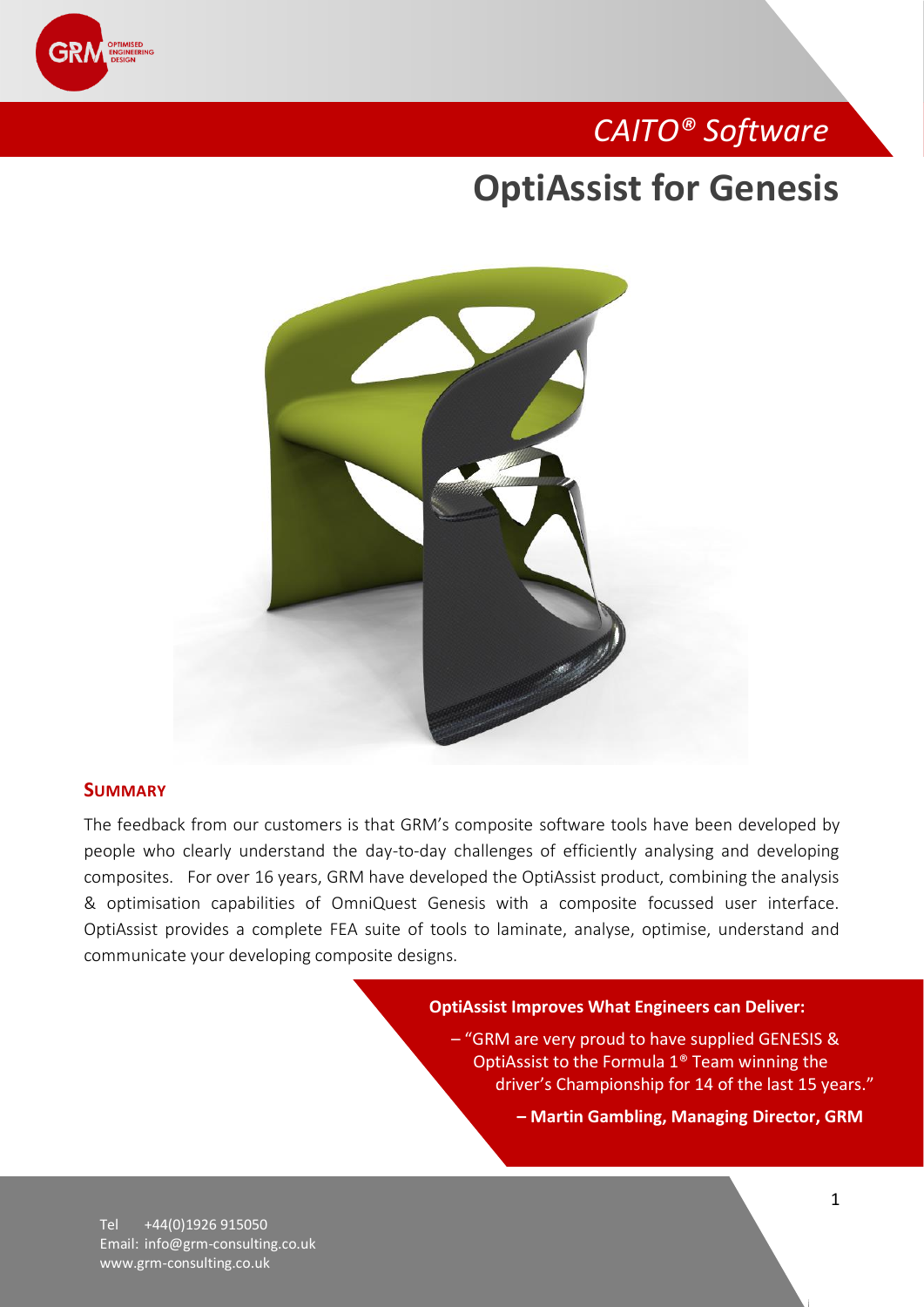# *CAITO® Software*

# OptiAssist for Genesis

## SUMMARY

The feedback from our customers is that GRM's composite software tools have been developed by people who clearly understand the day-to-day challenges of efficiently analysing and developing composites. For over 16 years, GRM have developed the OptiAssist product, combining the analysis & optimisation capabilities of OmniQuest Genesis with a composite focussed user interface. OptiAssist provides a complete FEA suite of tools to laminate, analyse, optimise, understand and communicate your developing composite designs.

**OptiAssist Improves What Engineers can Deliver:**

– "GRM are very proud to have supplied GENESIS & OptiAssist to the Formula 1® Team winning the driver's Championship for 14 of the last 15 years."

**– Martin Gambling, Managing Director, GRM**

Tel +44(0)1926 915050
Email: info@grm-consulting.co.uk
www.grm-consulting.co.uk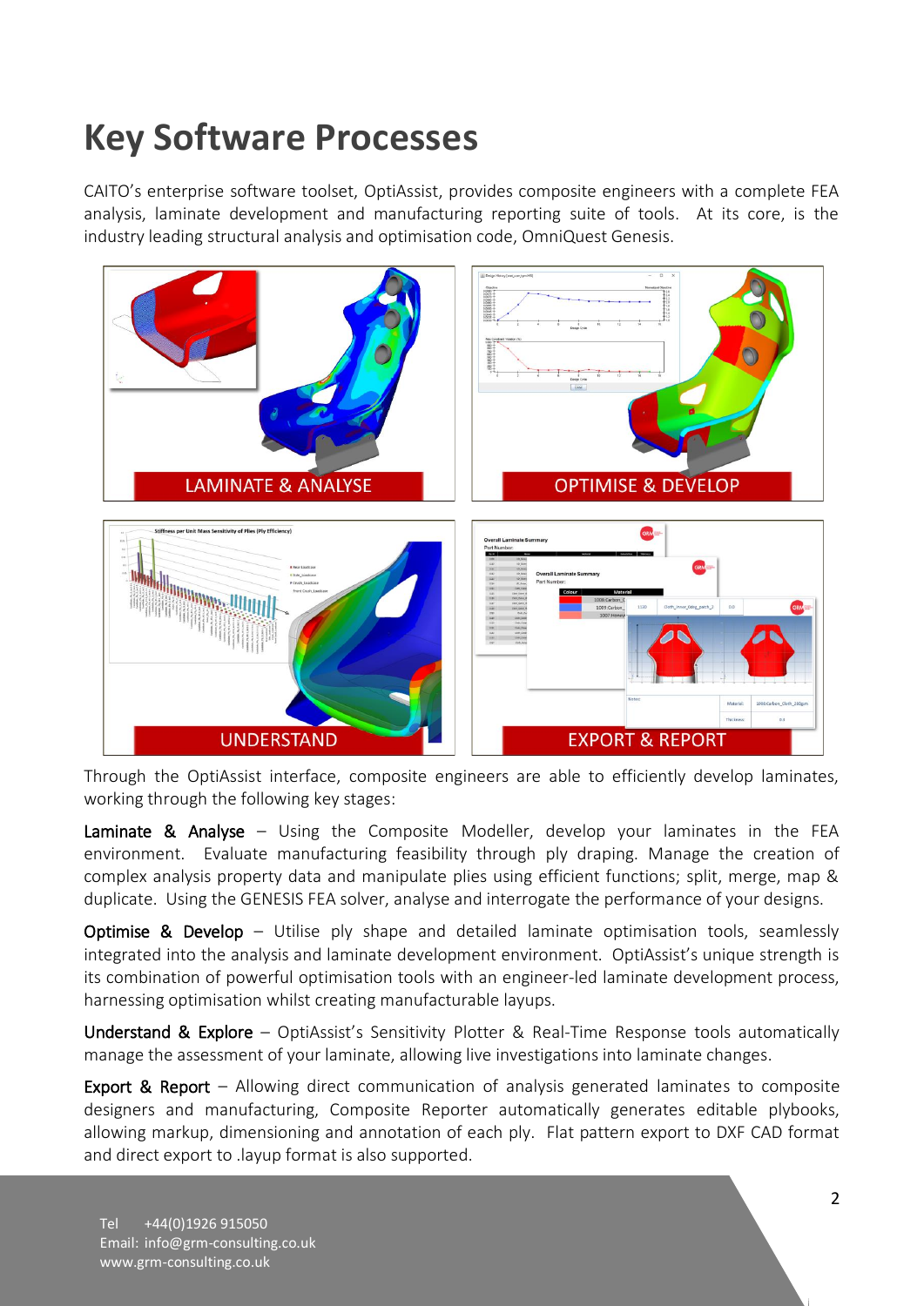# Key Software Processes

CAITO's enterprise software toolset, OptiAssist, provides composite engineers with a complete FEA analysis, laminate development and manufacturing reporting suite of tools. At its core, is the industry leading structural analysis and optimisation code, OmniQuest Genesis.

Through the OptiAssist interface, composite engineers are able to efficiently develop laminates, working through the following key stages:

**Laminate & Analyse** – Using the Composite Modeller, develop your laminates in the FEA environment. Evaluate manufacturing feasibility through ply draping. Manage the creation of complex analysis property data and manipulate plies using efficient functions; split, merge, map & duplicate. Using the GENESIS FEA solver, analyse and interrogate the performance of your designs.

**Optimise & Develop** – Utilise ply shape and detailed laminate optimisation tools, seamlessly integrated into the analysis and laminate development environment. OptiAssist's unique strength is its combination of powerful optimisation tools with an engineer-led laminate development process, harnessing optimisation whilst creating manufacturable layups.

**Understand & Explore** – OptiAssist's Sensitivity Plotter & Real-Time Response tools automatically manage the assessment of your laminate, allowing live investigations into laminate changes.

**Export & Report** – Allowing direct communication of analysis generated laminates to composite designers and manufacturing, Composite Reporter automatically generates editable plybooks, allowing markup, dimensioning and annotation of each ply. Flat pattern export to DXF CAD format and direct export to .layup format is also supported.

Tel +44(0)1926 915050
Email: info@grm-consulting.co.uk
www.grm-consulting.co.uk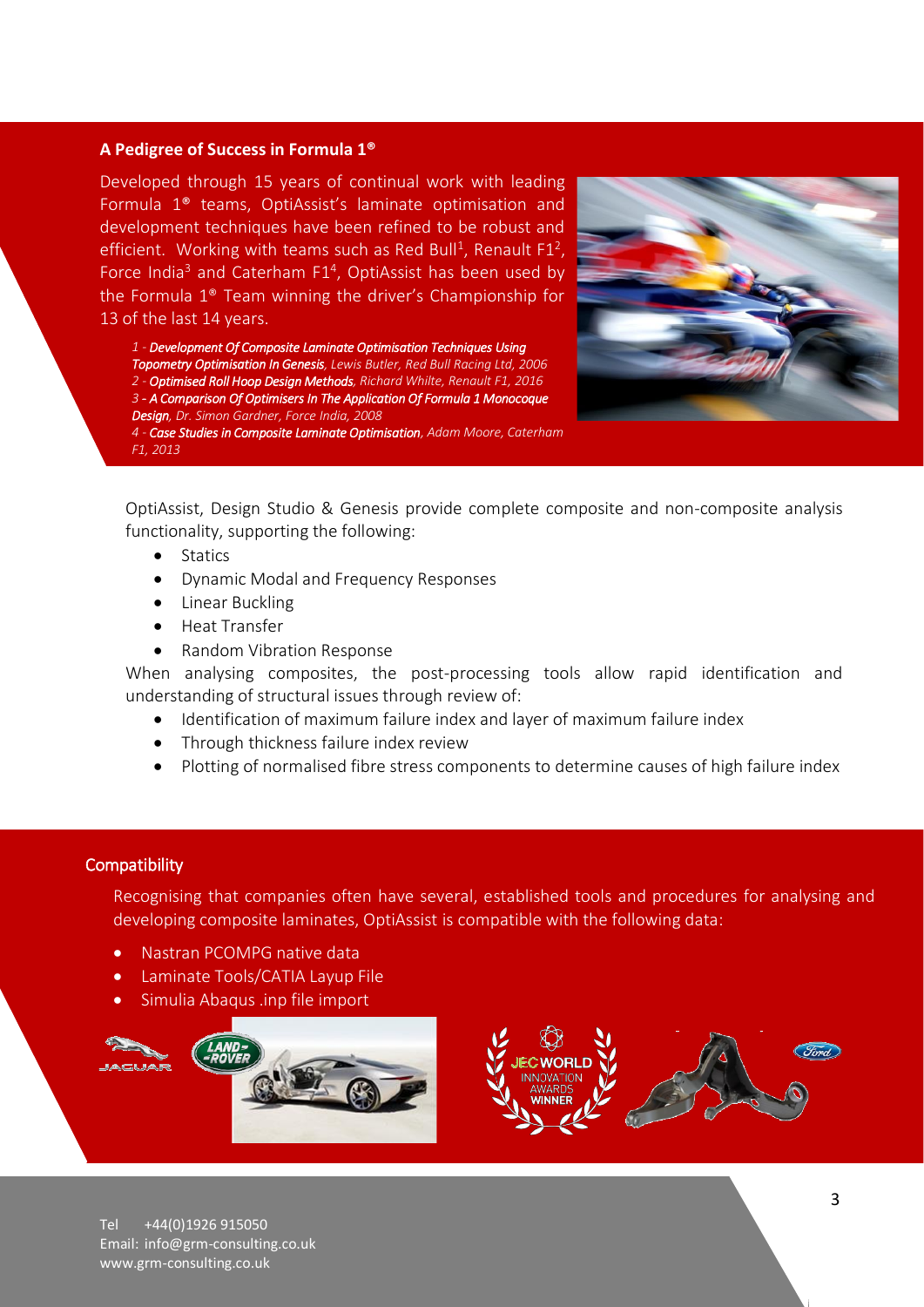## A Pedigree of Success in Formula 1®

Developed through 15 years of continual work with leading Formula 1® teams, OptiAssist's laminate optimisation and development techniques have been refined to be robust and efficient. Working with teams such as Red Bull[1], Renault F1[2], Force India[3] and Caterham F1[4], OptiAssist has been used by the Formula 1® Team winning the driver's Championship for 13 of the last 14 years.

1 - ***Development Of Composite Laminate Optimisation Techniques Using Topometry Optimisation In Genesis***, *Lewis Butler, Red Bull Racing Ltd, 2006*
2 - ***Optimised Roll Hoop Design Methods***, *Richard Whilte, Renault F1, 2016*
3 - ***A Comparison Of Optimisers In The Application Of Formula 1 Monocoque Design***, *Dr. Simon Gardner, Force India, 2008*
4 - ***Case Studies in Composite Laminate Optimisation***, *Adam Moore, Caterham F1, 2013*

OptiAssist, Design Studio & Genesis provide complete composite and non-composite analysis functionality, supporting the following:

- Statics
- Dynamic Modal and Frequency Responses
- Linear Buckling
- Heat Transfer
- Random Vibration Response

When analysing composites, the post-processing tools allow rapid identification and understanding of structural issues through review of:

- Identification of maximum failure index and layer of maximum failure index
- Through thickness failure index review
- Plotting of normalised fibre stress components to determine causes of high failure index

## Compatibility

Recognising that companies often have several, established tools and procedures for analysing and developing composite laminates, OptiAssist is compatible with the following data:

- Nastran PCOMPG native data
- Laminate Tools/CATIA Layup File
- Simulia Abaqus .inp file import

Tel +44(0)1926 915050
Email: info@grm-consulting.co.uk
www.grm-consulting.co.uk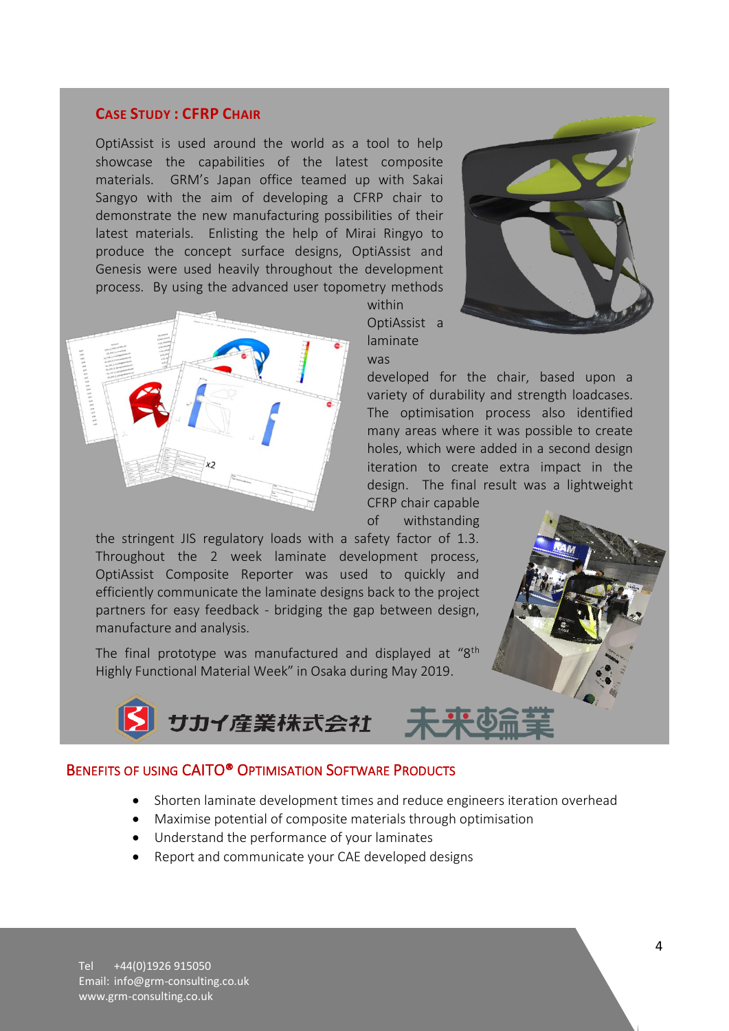## Case Study : CFRP Chair

OptiAssist is used around the world as a tool to help showcase the capabilities of the latest composite materials. GRM's Japan office teamed up with Sakai Sangyo with the aim of developing a CFRP chair to demonstrate the new manufacturing possibilities of their latest materials. Enlisting the help of Mirai Ringyo to produce the concept surface designs, OptiAssist and Genesis were used heavily throughout the development process. By using the advanced user topometry methods within OptiAssist a laminate was developed for the chair, based upon a variety of durability and strength loadcases. The optimisation process also identified many areas where it was possible to create holes, which were added in a second design iteration to create extra impact in the design. The final result was a lightweight CFRP chair capable of withstanding the stringent JIS regulatory loads with a safety factor of 1.3. Throughout the 2 week laminate development process, OptiAssist Composite Reporter was used to quickly and efficiently communicate the laminate designs back to the project partners for easy feedback - bridging the gap between design, manufacture and analysis.

The final prototype was manufactured and displayed at "8th Highly Functional Material Week" in Osaka during May 2019.

サカイ産業株式会社 未来輪業

## Benefits of using CAITO® Optimisation Software Products

- Shorten laminate development times and reduce engineers iteration overhead
- Maximise potential of composite materials through optimisation
- Understand the performance of your laminates
- Report and communicate your CAE developed designs

Tel +44(0)1926 915050
Email: info@grm-consulting.co.uk
www.grm-consulting.co.uk